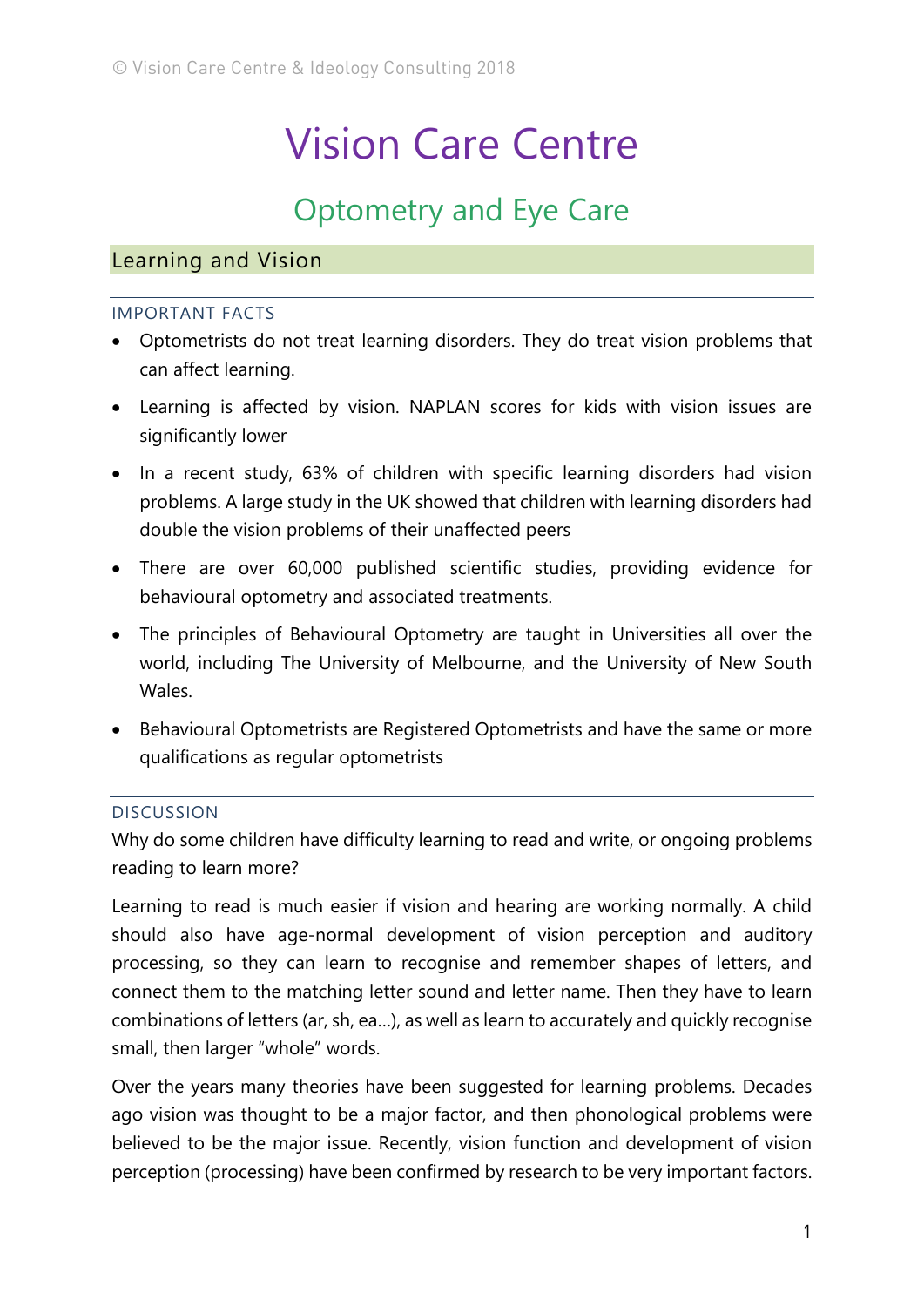# Vision Care Centre

## Optometry and Eye Care

### Learning and Vision

#### IMPORTANT FACTS

- Optometrists do not treat learning disorders. They do treat vision problems that can affect learning.
- Learning is affected by vision. NAPLAN scores for kids with vision issues are significantly lower
- In a recent study, 63% of children with specific learning disorders had vision problems. A large study in the UK showed that children with learning disorders had double the vision problems of their unaffected peers
- There are over 60,000 published scientific studies, providing evidence for behavioural optometry and associated treatments.
- The principles of Behavioural Optometry are taught in Universities all over the world, including The University of Melbourne, and the University of New South Wales.
- Behavioural Optometrists are Registered Optometrists and have the same or more qualifications as regular optometrists

#### DISCUSSION

Why do some children have difficulty learning to read and write, or ongoing problems reading to learn more?

Learning to read is much easier if vision and hearing are working normally. A child should also have age-normal development of vision perception and auditory processing, so they can learn to recognise and remember shapes of letters, and connect them to the matching letter sound and letter name. Then they have to learn combinations of letters (ar, sh, ea…), as well as learn to accurately and quickly recognise small, then larger "whole" words.

Over the years many theories have been suggested for learning problems. Decades ago vision was thought to be a major factor, and then phonological problems were believed to be the major issue. Recently, vision function and development of vision perception (processing) have been confirmed by research to be very important factors.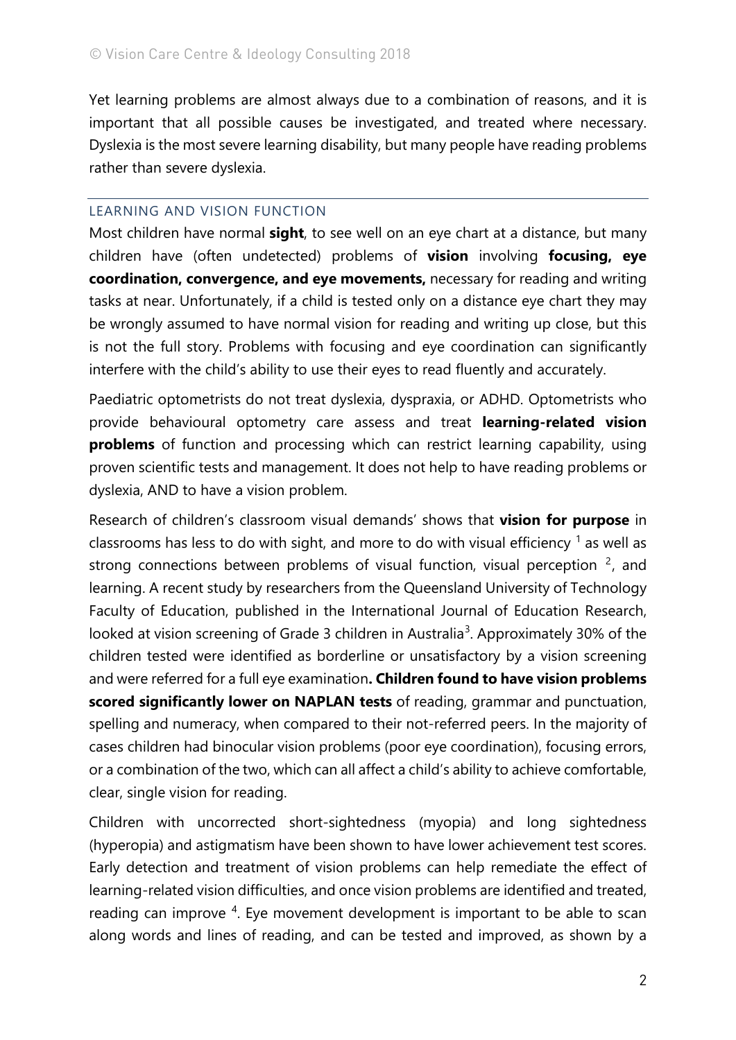Yet learning problems are almost always due to a combination of reasons, and it is important that all possible causes be investigated, and treated where necessary. Dyslexia is the most severe learning disability, but many people have reading problems rather than severe dyslexia.

## LEARNING AND VISION FUNCTION

Most children have normal **sight**, to see well on an eye chart at a distance, but many children have (often undetected) problems of **vision** involving **focusing, eye coordination, convergence, and eye movements,** necessary for reading and writing tasks at near. Unfortunately, if a child is tested only on a distance eye chart they may be wrongly assumed to have normal vision for reading and writing up close, but this is not the full story. Problems with focusing and eye coordination can significantly interfere with the child's ability to use their eyes to read fluently and accurately.

Paediatric optometrists do not treat dyslexia, dyspraxia, or ADHD. Optometrists who provide behavioural optometry care assess and treat **learning-related vision problems** of function and processing which can restrict learning capability, using proven scientific tests and management. It does not help to have reading problems or dyslexia, AND to have a vision problem.

Research of children's classroom visual demands' shows that **vision for purpose** in classrooms has less to do with sight, and more to do with visual efficiency [1] as well as strong connections between problems of visual function, visual perception [2], and learning. A recent study by researchers from the Queensland University of Technology Faculty of Education, published in the International Journal of Education Research, looked at vision screening of Grade 3 children in Australia[3]. Approximately 30% of the children tested were identified as borderline or unsatisfactory by a vision screening and were referred for a full eye examination**. Children found to have vision problems scored significantly lower on NAPLAN tests** of reading, grammar and punctuation, spelling and numeracy, when compared to their not-referred peers. In the majority of cases children had binocular vision problems (poor eye coordination), focusing errors, or a combination of the two, which can all affect a child's ability to achieve comfortable, clear, single vision for reading.

Children with uncorrected short-sightedness (myopia) and long sightedness (hyperopia) and astigmatism have been shown to have lower achievement test scores. Early detection and treatment of vision problems can help remediate the effect of learning-related vision difficulties, and once vision problems are identified and treated, reading can improve [4]. Eye movement development is important to be able to scan along words and lines of reading, and can be tested and improved, as shown by a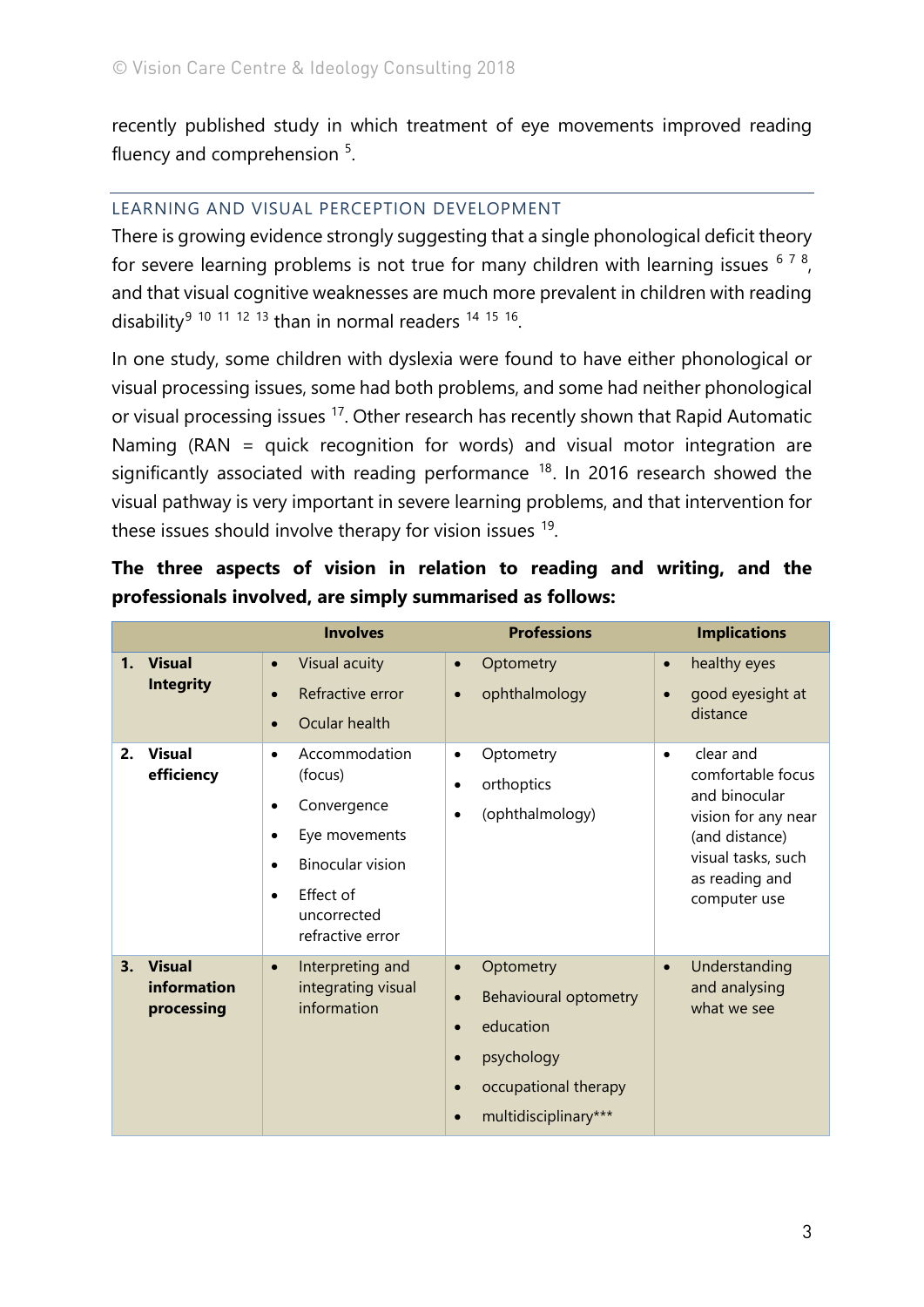recently published study in which treatment of eye movements improved reading fluency and comprehension [5].

## LEARNING AND VISUAL PERCEPTION DEVELOPMENT

There is growing evidence strongly suggesting that a single phonological deficit theory for severe learning problems is not true for many children with learning issues [6 7 8], and that visual cognitive weaknesses are much more prevalent in children with reading disability[9 10 11 12 13] than in normal readers [14 15 16].

In one study, some children with dyslexia were found to have either phonological or visual processing issues, some had both problems, and some had neither phonological or visual processing issues [17]. Other research has recently shown that Rapid Automatic Naming (RAN = quick recognition for words) and visual motor integration are significantly associated with reading performance [18]. In 2016 research showed the visual pathway is very important in severe learning problems, and that intervention for these issues should involve therapy for vision issues [19].

**The three aspects of vision in relation to reading and writing, and the professionals involved, are simply summarised as follows:**

| | Involves | Professions | Implications |
|---|---|---|---|
| **1. Visual Integrity** | • Visual acuity<br>• Refractive error<br>• Ocular health | • Optometry<br>• ophthalmology | • healthy eyes<br>• good eyesight at distance |
| **2. Visual efficiency** | • Accommodation (focus)<br>• Convergence<br>• Eye movements<br>• Binocular vision<br>• Effect of uncorrected refractive error | • Optometry<br>• orthoptics<br>• (ophthalmology) | • clear and comfortable focus and binocular vision for any near (and distance) visual tasks, such as reading and computer use |
| **3. Visual information processing** | • Interpreting and integrating visual information | • Optometry<br>• Behavioural optometry<br>• education<br>• psychology<br>• occupational therapy<br>• multidisciplinary*** | • Understanding and analysing what we see |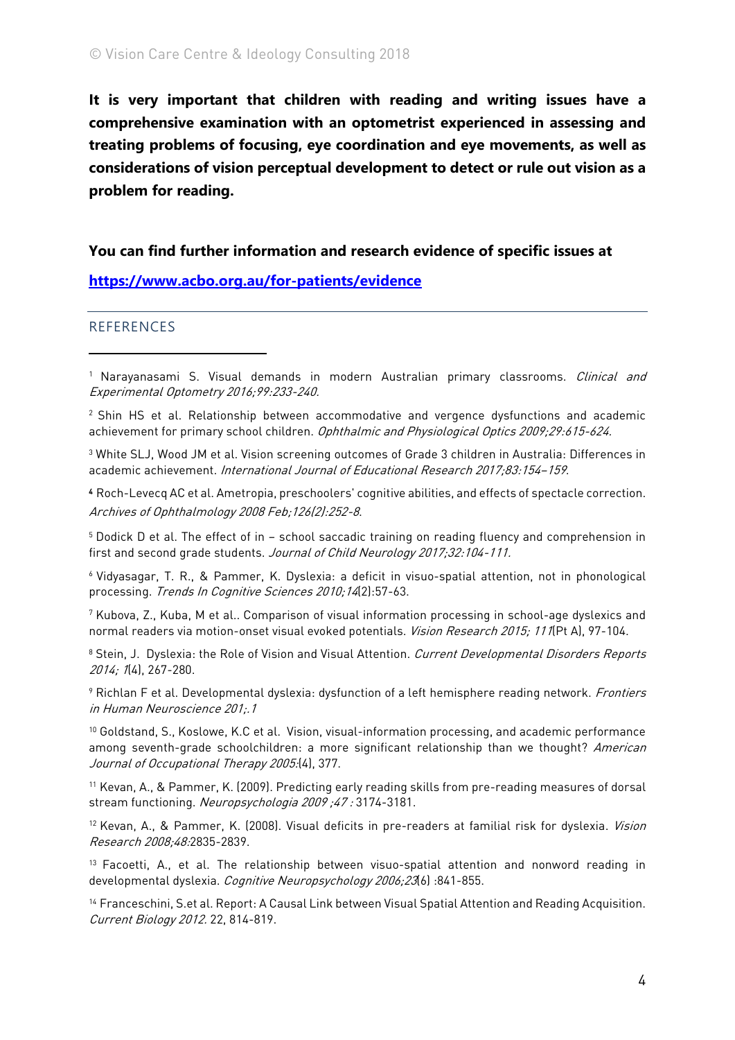**It is very important that children with reading and writing issues have a comprehensive examination with an optometrist experienced in assessing and treating problems of focusing, eye coordination and eye movements, as well as considerations of vision perceptual development to detect or rule out vision as a problem for reading.**

**You can find further information and research evidence of specific issues at**

**[https://www.acbo.org.au/for-patients/evidence](https://www.acbo.org.au/for-patients/evidence)**

---

## REFERENCES

[1] Narayanasami S. Visual demands in modern Australian primary classrooms. *Clinical and Experimental Optometry 2016;99:233-240.*

[2] Shin HS et al. Relationship between accommodative and vergence dysfunctions and academic achievement for primary school children. *Ophthalmic and Physiological Optics 2009;29:615-624.*

[3] White SLJ, Wood JM et al. Vision screening outcomes of Grade 3 children in Australia: Differences in academic achievement. *International Journal of Educational Research 2017;83:154–159.*

[4] Roch-Levecq AC et al. Ametropia, preschoolers' cognitive abilities, and effects of spectacle correction. *Archives of Ophthalmology 2008 Feb;126(2):252-8.*

[5] Dodick D et al. The effect of in – school saccadic training on reading fluency and comprehension in first and second grade students. *Journal of Child Neurology 2017;32:104-111.*

[6] Vidyasagar, T. R., & Pammer, K. Dyslexia: a deficit in visuo-spatial attention, not in phonological processing. *Trends In Cognitive Sciences 2010;14*(2):57-63.

[7] Kubova, Z., Kuba, M et al.. Comparison of visual information processing in school-age dyslexics and normal readers via motion-onset visual evoked potentials. *Vision Research 2015; 111*(Pt A), 97-104.

[8] Stein, J. Dyslexia: the Role of Vision and Visual Attention. *Current Developmental Disorders Reports 2014; 1*(4), 267-280.

[9] Richlan F et al. Developmental dyslexia: dysfunction of a left hemisphere reading network. *Frontiers in Human Neuroscience 201;.1*

[10] Goldstand, S., Koslowe, K.C et al. Vision, visual-information processing, and academic performance among seventh-grade schoolchildren: a more significant relationship than we thought? *American Journal of Occupational Therapy 2005:*(4), 377.

[11] Kevan, A., & Pammer, K. (2009). Predicting early reading skills from pre-reading measures of dorsal stream functioning. *Neuropsychologia 2009 ;47 :* 3174-3181.

[12] Kevan, A., & Pammer, K. (2008). Visual deficits in pre-readers at familial risk for dyslexia. *Vision Research 2008;48:*2835-2839.

[13] Facoetti, A., et al. The relationship between visuo-spatial attention and nonword reading in developmental dyslexia. *Cognitive Neuropsychology 2006;23*(6) :841-855.

[14] Franceschini, S.et al. Report: A Causal Link between Visual Spatial Attention and Reading Acquisition. *Current Biology 2012*. 22, 814-819.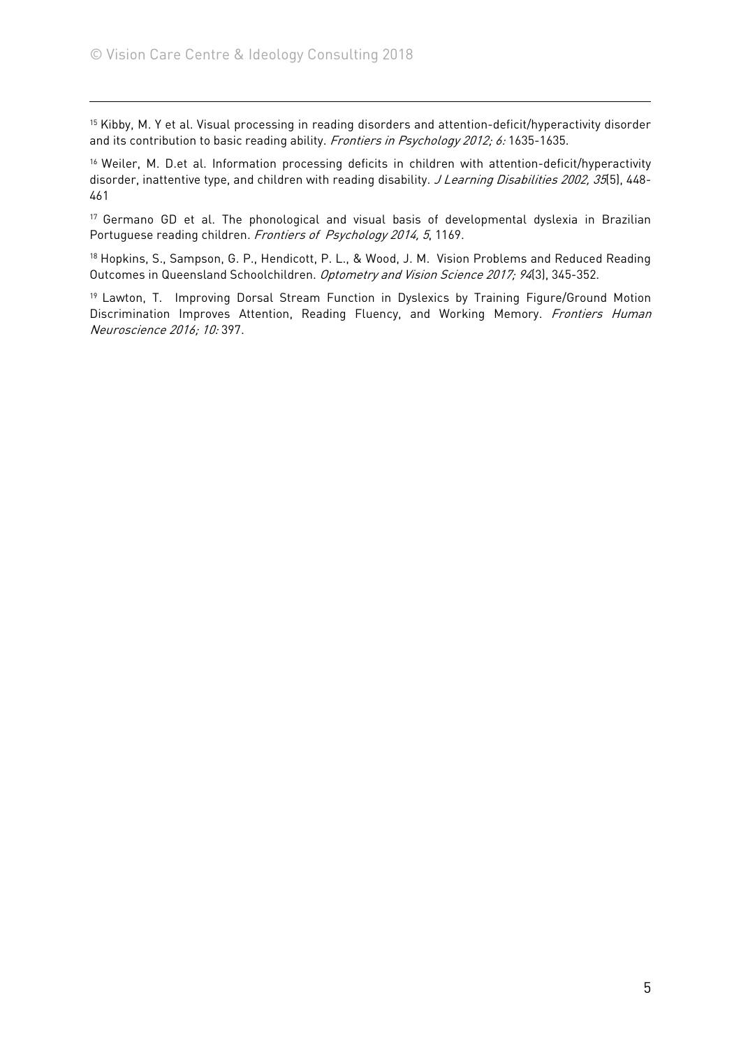[15] Kibby, M. Y et al. Visual processing in reading disorders and attention-deficit/hyperactivity disorder and its contribution to basic reading ability. *Frontiers in Psychology 2012; 6:* 1635-1635.

[16] Weiler, M. D.et al. Information processing deficits in children with attention-deficit/hyperactivity disorder, inattentive type, and children with reading disability. *J Learning Disabilities 2002, 35*(5), 448-461

[17] Germano GD et al. The phonological and visual basis of developmental dyslexia in Brazilian Portuguese reading children. *Frontiers of Psychology 2014, 5*, 1169.

[18] Hopkins, S., Sampson, G. P., Hendicott, P. L., & Wood, J. M. Vision Problems and Reduced Reading Outcomes in Queensland Schoolchildren. *Optometry and Vision Science 2017; 94*(3), 345-352.

[19] Lawton, T. Improving Dorsal Stream Function in Dyslexics by Training Figure/Ground Motion Discrimination Improves Attention, Reading Fluency, and Working Memory. *Frontiers Human Neuroscience 2016; 10:* 397.